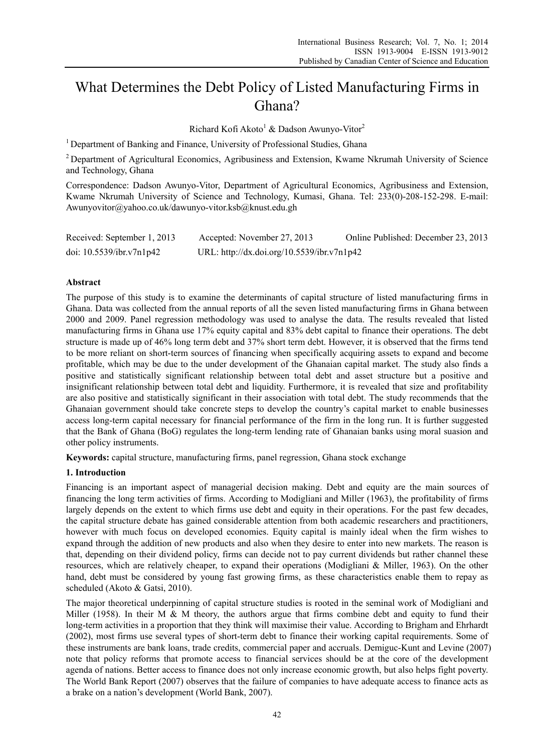# What Determines the Debt Policy of Listed Manufacturing Firms in Ghana?

Richard Kofi Akoto[1] & Dadson Awunyo-Vitor[2]

[1] Department of Banking and Finance, University of Professional Studies, Ghana

[2] Department of Agricultural Economics, Agribusiness and Extension, Kwame Nkrumah University of Science and Technology, Ghana

Correspondence: Dadson Awunyo-Vitor, Department of Agricultural Economics, Agribusiness and Extension, Kwame Nkrumah University of Science and Technology, Kumasi, Ghana. Tel: 233(0)-208-152-298. E-mail: Awunyovitor@yahoo.co.uk/dawunyo-vitor.ksb@knust.edu.gh

Received: September 1, 2013 Accepted: November 27, 2013 Online Published: December 23, 2013

doi: 10.5539/ibr.v7n1p42 URL: http://dx.doi.org/10.5539/ibr.v7n1p42

## Abstract

The purpose of this study is to examine the determinants of capital structure of listed manufacturing firms in Ghana. Data was collected from the annual reports of all the seven listed manufacturing firms in Ghana between 2000 and 2009. Panel regression methodology was used to analyse the data. The results revealed that listed manufacturing firms in Ghana use 17% equity capital and 83% debt capital to finance their operations. The debt structure is made up of 46% long term debt and 37% short term debt. However, it is observed that the firms tend to be more reliant on short-term sources of financing when specifically acquiring assets to expand and become profitable, which may be due to the under development of the Ghanaian capital market. The study also finds a positive and statistically significant relationship between total debt and asset structure but a positive and insignificant relationship between total debt and liquidity. Furthermore, it is revealed that size and profitability are also positive and statistically significant in their association with total debt. The study recommends that the Ghanaian government should take concrete steps to develop the country's capital market to enable businesses access long-term capital necessary for financial performance of the firm in the long run. It is further suggested that the Bank of Ghana (BoG) regulates the long-term lending rate of Ghanaian banks using moral suasion and other policy instruments.

**Keywords:** capital structure, manufacturing firms, panel regression, Ghana stock exchange

## 1. Introduction

Financing is an important aspect of managerial decision making. Debt and equity are the main sources of financing the long term activities of firms. According to Modigliani and Miller (1963), the profitability of firms largely depends on the extent to which firms use debt and equity in their operations. For the past few decades, the capital structure debate has gained considerable attention from both academic researchers and practitioners, however with much focus on developed economies. Equity capital is mainly ideal when the firm wishes to expand through the addition of new products and also when they desire to enter into new markets. The reason is that, depending on their dividend policy, firms can decide not to pay current dividends but rather channel these resources, which are relatively cheaper, to expand their operations (Modigliani & Miller, 1963). On the other hand, debt must be considered by young fast growing firms, as these characteristics enable them to repay as scheduled (Akoto & Gatsi, 2010).

The major theoretical underpinning of capital structure studies is rooted in the seminal work of Modigliani and Miller (1958). In their M & M theory, the authors argue that firms combine debt and equity to fund their long-term activities in a proportion that they think will maximise their value. According to Brigham and Ehrhardt (2002), most firms use several types of short-term debt to finance their working capital requirements. Some of these instruments are bank loans, trade credits, commercial paper and accruals. Demiguc-Kunt and Levine (2007) note that policy reforms that promote access to financial services should be at the core of the development agenda of nations. Better access to finance does not only increase economic growth, but also helps fight poverty. The World Bank Report (2007) observes that the failure of companies to have adequate access to finance acts as a brake on a nation's development (World Bank, 2007).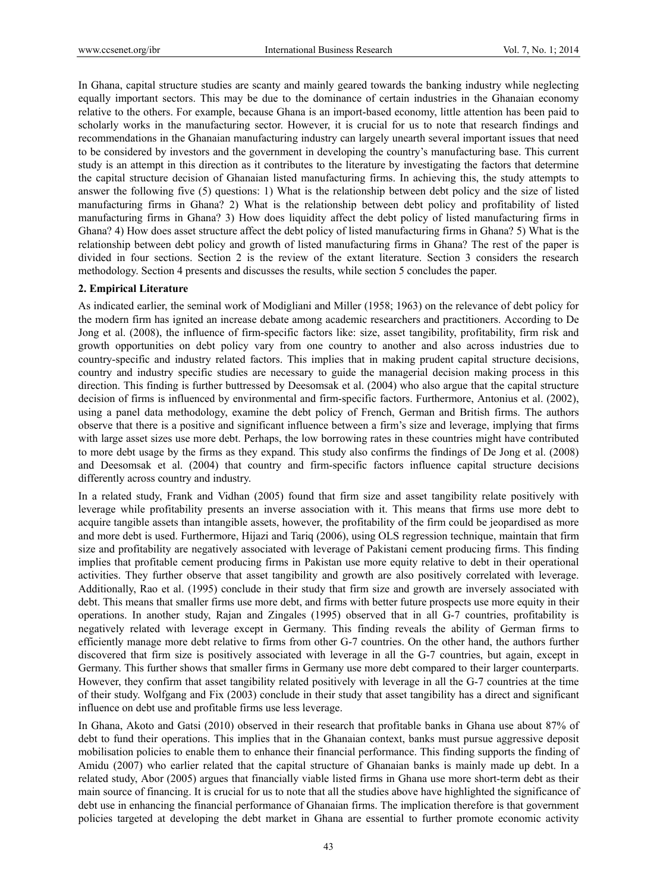In Ghana, capital structure studies are scanty and mainly geared towards the banking industry while neglecting equally important sectors. This may be due to the dominance of certain industries in the Ghanaian economy relative to the others. For example, because Ghana is an import-based economy, little attention has been paid to scholarly works in the manufacturing sector. However, it is crucial for us to note that research findings and recommendations in the Ghanaian manufacturing industry can largely unearth several important issues that need to be considered by investors and the government in developing the country's manufacturing base. This current study is an attempt in this direction as it contributes to the literature by investigating the factors that determine the capital structure decision of Ghanaian listed manufacturing firms. In achieving this, the study attempts to answer the following five (5) questions: 1) What is the relationship between debt policy and the size of listed manufacturing firms in Ghana? 2) What is the relationship between debt policy and profitability of listed manufacturing firms in Ghana? 3) How does liquidity affect the debt policy of listed manufacturing firms in Ghana? 4) How does asset structure affect the debt policy of listed manufacturing firms in Ghana? 5) What is the relationship between debt policy and growth of listed manufacturing firms in Ghana? The rest of the paper is divided in four sections. Section 2 is the review of the extant literature. Section 3 considers the research methodology. Section 4 presents and discusses the results, while section 5 concludes the paper.

## 2. Empirical Literature

As indicated earlier, the seminal work of Modigliani and Miller (1958; 1963) on the relevance of debt policy for the modern firm has ignited an increase debate among academic researchers and practitioners. According to De Jong et al. (2008), the influence of firm-specific factors like: size, asset tangibility, profitability, firm risk and growth opportunities on debt policy vary from one country to another and also across industries due to country-specific and industry related factors. This implies that in making prudent capital structure decisions, country and industry specific studies are necessary to guide the managerial decision making process in this direction. This finding is further buttressed by Deesomsak et al. (2004) who also argue that the capital structure decision of firms is influenced by environmental and firm-specific factors. Furthermore, Antonius et al. (2002), using a panel data methodology, examine the debt policy of French, German and British firms. The authors observe that there is a positive and significant influence between a firm's size and leverage, implying that firms with large asset sizes use more debt. Perhaps, the low borrowing rates in these countries might have contributed to more debt usage by the firms as they expand. This study also confirms the findings of De Jong et al. (2008) and Deesomsak et al. (2004) that country and firm-specific factors influence capital structure decisions differently across country and industry.

In a related study, Frank and Vidhan (2005) found that firm size and asset tangibility relate positively with leverage while profitability presents an inverse association with it. This means that firms use more debt to acquire tangible assets than intangible assets, however, the profitability of the firm could be jeopardised as more and more debt is used. Furthermore, Hijazi and Tariq (2006), using OLS regression technique, maintain that firm size and profitability are negatively associated with leverage of Pakistani cement producing firms. This finding implies that profitable cement producing firms in Pakistan use more equity relative to debt in their operational activities. They further observe that asset tangibility and growth are also positively correlated with leverage. Additionally, Rao et al. (1995) conclude in their study that firm size and growth are inversely associated with debt. This means that smaller firms use more debt, and firms with better future prospects use more equity in their operations. In another study, Rajan and Zingales (1995) observed that in all G-7 countries, profitability is negatively related with leverage except in Germany. This finding reveals the ability of German firms to efficiently manage more debt relative to firms from other G-7 countries. On the other hand, the authors further discovered that firm size is positively associated with leverage in all the G-7 countries, but again, except in Germany. This further shows that smaller firms in Germany use more debt compared to their larger counterparts. However, they confirm that asset tangibility related positively with leverage in all the G-7 countries at the time of their study. Wolfgang and Fix (2003) conclude in their study that asset tangibility has a direct and significant influence on debt use and profitable firms use less leverage.

In Ghana, Akoto and Gatsi (2010) observed in their research that profitable banks in Ghana use about 87% of debt to fund their operations. This implies that in the Ghanaian context, banks must pursue aggressive deposit mobilisation policies to enable them to enhance their financial performance. This finding supports the finding of Amidu (2007) who earlier related that the capital structure of Ghanaian banks is mainly made up debt. In a related study, Abor (2005) argues that financially viable listed firms in Ghana use more short-term debt as their main source of financing. It is crucial for us to note that all the studies above have highlighted the significance of debt use in enhancing the financial performance of Ghanaian firms. The implication therefore is that government policies targeted at developing the debt market in Ghana are essential to further promote economic activity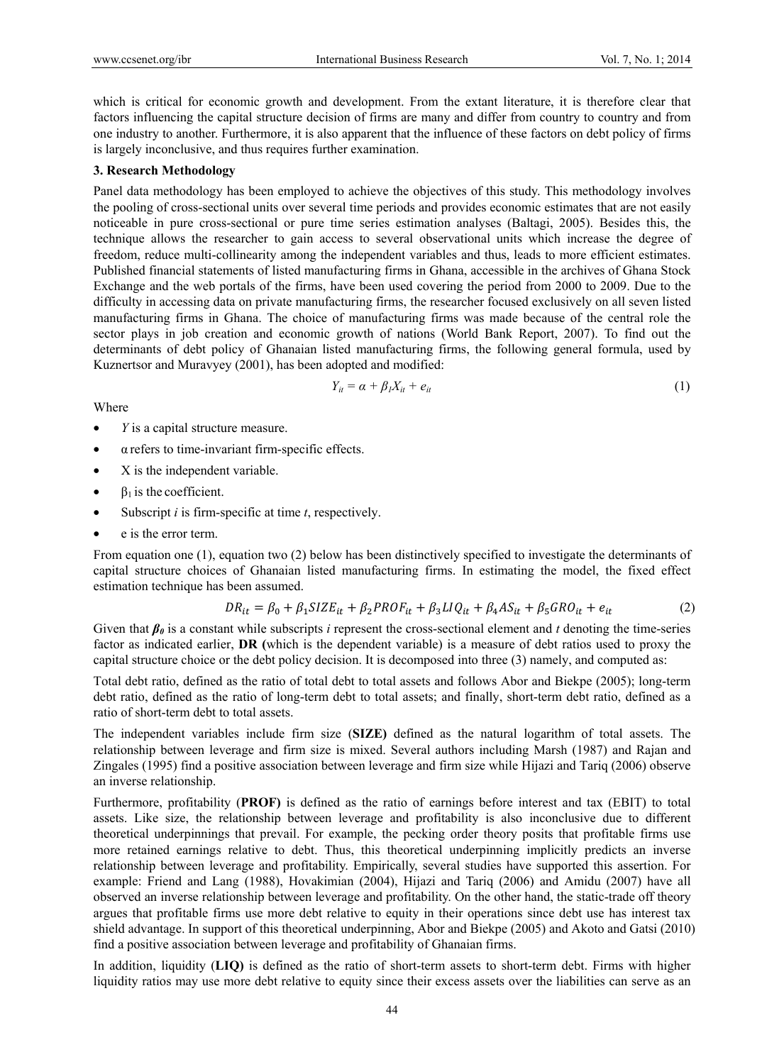which is critical for economic growth and development. From the extant literature, it is therefore clear that factors influencing the capital structure decision of firms are many and differ from country to country and from one industry to another. Furthermore, it is also apparent that the influence of these factors on debt policy of firms is largely inconclusive, and thus requires further examination.

## 3. Research Methodology

Panel data methodology has been employed to achieve the objectives of this study. This methodology involves the pooling of cross-sectional units over several time periods and provides economic estimates that are not easily noticeable in pure cross-sectional or pure time series estimation analyses (Baltagi, 2005). Besides this, the technique allows the researcher to gain access to several observational units which increase the degree of freedom, reduce multi-collinearity among the independent variables and thus, leads to more efficient estimates. Published financial statements of listed manufacturing firms in Ghana, accessible in the archives of Ghana Stock Exchange and the web portals of the firms, have been used covering the period from 2000 to 2009. Due to the difficulty in accessing data on private manufacturing firms, the researcher focused exclusively on all seven listed manufacturing firms in Ghana. The choice of manufacturing firms was made because of the central role the sector plays in job creation and economic growth of nations (World Bank Report, 2007). To find out the determinants of debt policy of Ghanaian listed manufacturing firms, the following general formula, used by Kuznertsor and Muravyey (2001), has been adopted and modified:

$$Y_{it} = \alpha + \beta_1 X_{it} + e_{it} \tag{1}$$

Where

- $Y$ is a capital structure measure.
- $\alpha$ refers to time-invariant firm-specific effects.
- X is the independent variable.
- $\beta_1$ is the coefficient.
- Subscript $i$ is firm-specific at time $t$, respectively.
- e is the error term.

From equation one (1), equation two (2) below has been distinctively specified to investigate the determinants of capital structure choices of Ghanaian listed manufacturing firms. In estimating the model, the fixed effect estimation technique has been assumed.

$$DR_{it} = \beta_0 + \beta_1 SIZE_{it} + \beta_2 PROF_{it} + \beta_3 LIQ_{it} + \beta_4 AS_{it} + \beta_5 GRO_{it} + e_{it} \tag{2}$$

Given that $\boldsymbol{\beta_0}$ is a constant while subscripts $i$ represent the cross-sectional element and $t$ denoting the time-series factor as indicated earlier, **DR (**which is the dependent variable) is a measure of debt ratios used to proxy the capital structure choice or the debt policy decision. It is decomposed into three (3) namely, and computed as:

Total debt ratio, defined as the ratio of total debt to total assets and follows Abor and Biekpe (2005); long-term debt ratio, defined as the ratio of long-term debt to total assets; and finally, short-term debt ratio, defined as a ratio of short-term debt to total assets.

The independent variables include firm size (**SIZE)** defined as the natural logarithm of total assets. The relationship between leverage and firm size is mixed. Several authors including Marsh (1987) and Rajan and Zingales (1995) find a positive association between leverage and firm size while Hijazi and Tariq (2006) observe an inverse relationship.

Furthermore, profitability (**PROF)** is defined as the ratio of earnings before interest and tax (EBIT) to total assets. Like size, the relationship between leverage and profitability is also inconclusive due to different theoretical underpinnings that prevail. For example, the pecking order theory posits that profitable firms use more retained earnings relative to debt. Thus, this theoretical underpinning implicitly predicts an inverse relationship between leverage and profitability. Empirically, several studies have supported this assertion. For example: Friend and Lang (1988), Hovakimian (2004), Hijazi and Tariq (2006) and Amidu (2007) have all observed an inverse relationship between leverage and profitability. On the other hand, the static-trade off theory argues that profitable firms use more debt relative to equity in their operations since debt use has interest tax shield advantage. In support of this theoretical underpinning, Abor and Biekpe (2005) and Akoto and Gatsi (2010) find a positive association between leverage and profitability of Ghanaian firms.

In addition, liquidity (**LIQ)** is defined as the ratio of short-term assets to short-term debt. Firms with higher liquidity ratios may use more debt relative to equity since their excess assets over the liabilities can serve as an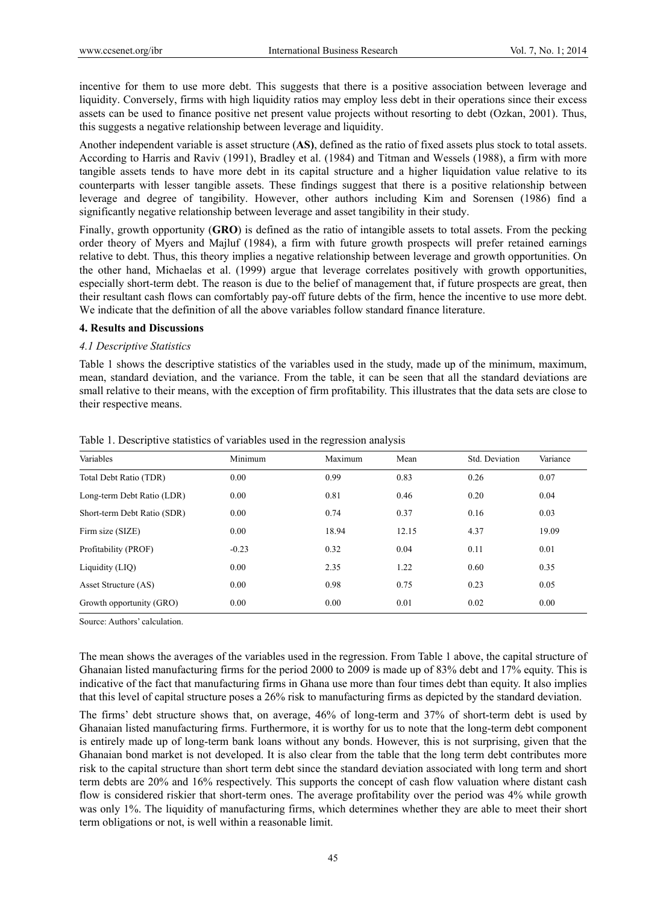incentive for them to use more debt. This suggests that there is a positive association between leverage and liquidity. Conversely, firms with high liquidity ratios may employ less debt in their operations since their excess assets can be used to finance positive net present value projects without resorting to debt (Ozkan, 2001). Thus, this suggests a negative relationship between leverage and liquidity.

Another independent variable is asset structure (**AS)**, defined as the ratio of fixed assets plus stock to total assets. According to Harris and Raviv (1991), Bradley et al. (1984) and Titman and Wessels (1988), a firm with more tangible assets tends to have more debt in its capital structure and a higher liquidation value relative to its counterparts with lesser tangible assets. These findings suggest that there is a positive relationship between leverage and degree of tangibility. However, other authors including Kim and Sorensen (1986) find a significantly negative relationship between leverage and asset tangibility in their study.

Finally, growth opportunity (**GRO**) is defined as the ratio of intangible assets to total assets. From the pecking order theory of Myers and Majluf (1984), a firm with future growth prospects will prefer retained earnings relative to debt. Thus, this theory implies a negative relationship between leverage and growth opportunities. On the other hand, Michaelas et al. (1999) argue that leverage correlates positively with growth opportunities, especially short-term debt. The reason is due to the belief of management that, if future prospects are great, then their resultant cash flows can comfortably pay-off future debts of the firm, hence the incentive to use more debt. We indicate that the definition of all the above variables follow standard finance literature.

## 4. Results and Discussions

### *4.1 Descriptive Statistics*

Table 1 shows the descriptive statistics of the variables used in the study, made up of the minimum, maximum, mean, standard deviation, and the variance. From the table, it can be seen that all the standard deviations are small relative to their means, with the exception of firm profitability. This illustrates that the data sets are close to their respective means.

Table 1. Descriptive statistics of variables used in the regression analysis

| Variables | Minimum | Maximum | Mean | Std. Deviation | Variance |
|---|---|---|---|---|---|
| Total Debt Ratio (TDR) | 0.00 | 0.99 | 0.83 | 0.26 | 0.07 |
| Long-term Debt Ratio (LDR) | 0.00 | 0.81 | 0.46 | 0.20 | 0.04 |
| Short-term Debt Ratio (SDR) | 0.00 | 0.74 | 0.37 | 0.16 | 0.03 |
| Firm size (SIZE) | 0.00 | 18.94 | 12.15 | 4.37 | 19.09 |
| Profitability (PROF) | -0.23 | 0.32 | 0.04 | 0.11 | 0.01 |
| Liquidity (LIQ) | 0.00 | 2.35 | 1.22 | 0.60 | 0.35 |
| Asset Structure (AS) | 0.00 | 0.98 | 0.75 | 0.23 | 0.05 |
| Growth opportunity (GRO) | 0.00 | 0.00 | 0.01 | 0.02 | 0.00 |

Source: Authors' calculation.

The mean shows the averages of the variables used in the regression. From Table 1 above, the capital structure of Ghanaian listed manufacturing firms for the period 2000 to 2009 is made up of 83% debt and 17% equity. This is indicative of the fact that manufacturing firms in Ghana use more than four times debt than equity. It also implies that this level of capital structure poses a 26% risk to manufacturing firms as depicted by the standard deviation.

The firms' debt structure shows that, on average, 46% of long-term and 37% of short-term debt is used by Ghanaian listed manufacturing firms. Furthermore, it is worthy for us to note that the long-term debt component is entirely made up of long-term bank loans without any bonds. However, this is not surprising, given that the Ghanaian bond market is not developed. It is also clear from the table that the long term debt contributes more risk to the capital structure than short term debt since the standard deviation associated with long term and short term debts are 20% and 16% respectively. This supports the concept of cash flow valuation where distant cash flow is considered riskier that short-term ones. The average profitability over the period was 4% while growth was only 1%. The liquidity of manufacturing firms, which determines whether they are able to meet their short term obligations or not, is well within a reasonable limit.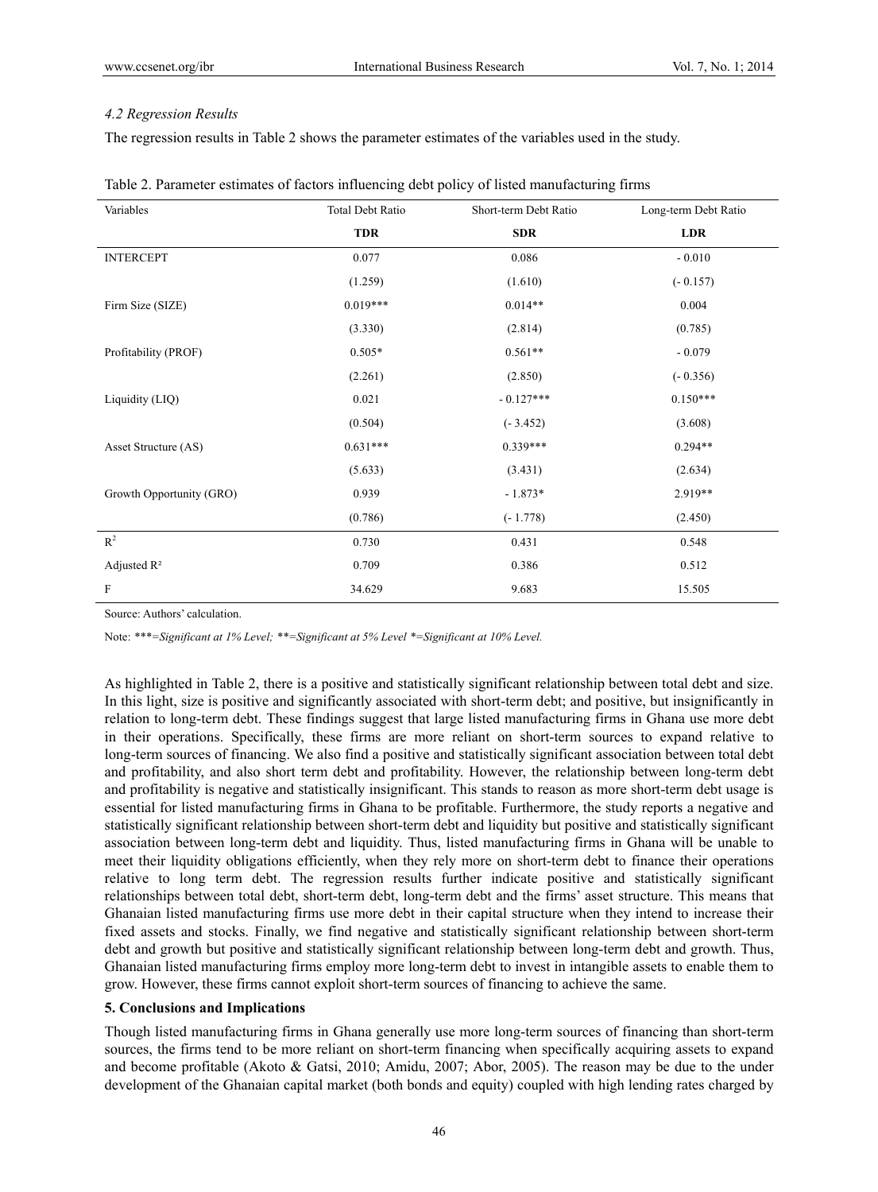### *4.2 Regression Results*

The regression results in Table 2 shows the parameter estimates of the variables used in the study.

Table 2. Parameter estimates of factors influencing debt policy of listed manufacturing firms

| Variables | Total Debt Ratio | Short-term Debt Ratio | Long-term Debt Ratio |
|---|---|---|---|
| | **TDR** | **SDR** | **LDR** |
| INTERCEPT | 0.077 | 0.086 | - 0.010 |
| | (1.259) | (1.610) | (- 0.157) |
| Firm Size (SIZE) | 0.019*** | 0.014** | 0.004 |
| | (3.330) | (2.814) | (0.785) |
| Profitability (PROF) | 0.505* | 0.561** | - 0.079 |
| | (2.261) | (2.850) | (- 0.356) |
| Liquidity (LIQ) | 0.021 | - 0.127*** | 0.150*** |
| | (0.504) | (- 3.452) | (3.608) |
| Asset Structure (AS) | 0.631*** | 0.339*** | 0.294** |
| | (5.633) | (3.431) | (2.634) |
| Growth Opportunity (GRO) | 0.939 | - 1.873* | 2.919** |
| | (0.786) | (- 1.778) | (2.450) |
| $R^2$ | 0.730 | 0.431 | 0.548 |
| Adjusted $R^2$ | 0.709 | 0.386 | 0.512 |
| F | 34.629 | 9.683 | 15.505 |

Source: Authors' calculation.

Note: *\*\*\*=Significant at 1% Level; \*\*=Significant at 5% Level \*=Significant at 10% Level.*

As highlighted in Table 2, there is a positive and statistically significant relationship between total debt and size. In this light, size is positive and significantly associated with short-term debt; and positive, but insignificantly in relation to long-term debt. These findings suggest that large listed manufacturing firms in Ghana use more debt in their operations. Specifically, these firms are more reliant on short-term sources to expand relative to long-term sources of financing. We also find a positive and statistically significant association between total debt and profitability, and also short term debt and profitability. However, the relationship between long-term debt and profitability is negative and statistically insignificant. This stands to reason as more short-term debt usage is essential for listed manufacturing firms in Ghana to be profitable. Furthermore, the study reports a negative and statistically significant relationship between short-term debt and liquidity but positive and statistically significant association between long-term debt and liquidity. Thus, listed manufacturing firms in Ghana will be unable to meet their liquidity obligations efficiently, when they rely more on short-term debt to finance their operations relative to long term debt. The regression results further indicate positive and statistically significant relationships between total debt, short-term debt, long-term debt and the firms' asset structure. This means that Ghanaian listed manufacturing firms use more debt in their capital structure when they intend to increase their fixed assets and stocks. Finally, we find negative and statistically significant relationship between short-term debt and growth but positive and statistically significant relationship between long-term debt and growth. Thus, Ghanaian listed manufacturing firms employ more long-term debt to invest in intangible assets to enable them to grow. However, these firms cannot exploit short-term sources of financing to achieve the same.

## 5. Conclusions and Implications

Though listed manufacturing firms in Ghana generally use more long-term sources of financing than short-term sources, the firms tend to be more reliant on short-term financing when specifically acquiring assets to expand and become profitable (Akoto & Gatsi, 2010; Amidu, 2007; Abor, 2005). The reason may be due to the under development of the Ghanaian capital market (both bonds and equity) coupled with high lending rates charged by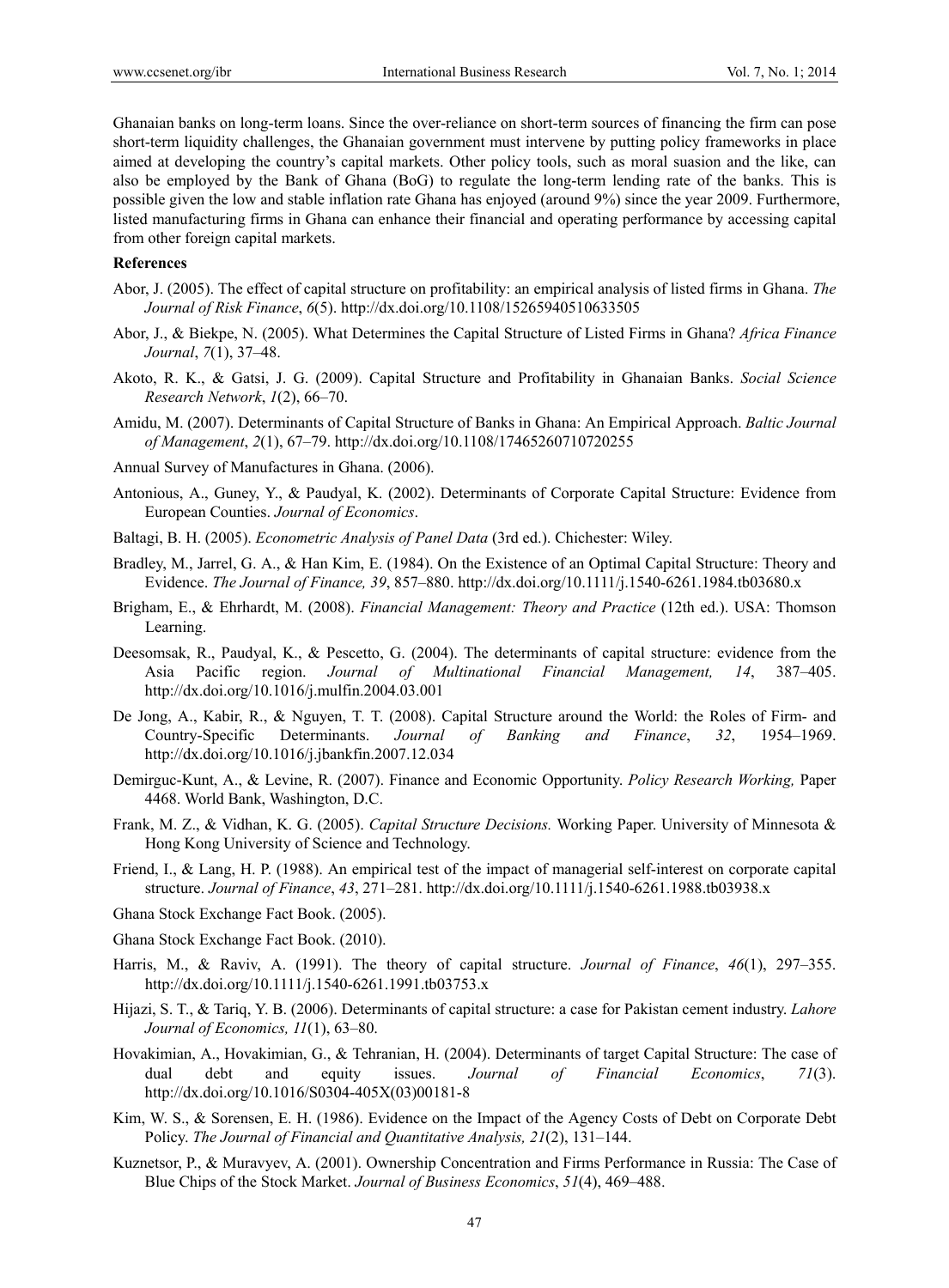Ghanaian banks on long-term loans. Since the over-reliance on short-term sources of financing the firm can pose short-term liquidity challenges, the Ghanaian government must intervene by putting policy frameworks in place aimed at developing the country's capital markets. Other policy tools, such as moral suasion and the like, can also be employed by the Bank of Ghana (BoG) to regulate the long-term lending rate of the banks. This is possible given the low and stable inflation rate Ghana has enjoyed (around 9%) since the year 2009. Furthermore, listed manufacturing firms in Ghana can enhance their financial and operating performance by accessing capital from other foreign capital markets.

**References**

Abor, J. (2005). The effect of capital structure on profitability: an empirical analysis of listed firms in Ghana. *The Journal of Risk Finance*, *6*(5). http://dx.doi.org/10.1108/15265940510633505

Abor, J., & Biekpe, N. (2005). What Determines the Capital Structure of Listed Firms in Ghana? *Africa Finance Journal*, *7*(1), 37–48.

Akoto, R. K., & Gatsi, J. G. (2009). Capital Structure and Profitability in Ghanaian Banks. *Social Science Research Network*, *1*(2), 66–70.

Amidu, M. (2007). Determinants of Capital Structure of Banks in Ghana: An Empirical Approach. *Baltic Journal of Management*, *2*(1), 67–79. http://dx.doi.org/10.1108/17465260710720255

Annual Survey of Manufactures in Ghana. (2006).

Antonious, A., Guney, Y., & Paudyal, K. (2002). Determinants of Corporate Capital Structure: Evidence from European Counties. *Journal of Economics*.

Baltagi, B. H. (2005). *Econometric Analysis of Panel Data* (3rd ed.). Chichester: Wiley.

Bradley, M., Jarrel, G. A., & Han Kim, E. (1984). On the Existence of an Optimal Capital Structure: Theory and Evidence. *The Journal of Finance, 39*, 857–880. http://dx.doi.org/10.1111/j.1540-6261.1984.tb03680.x

Brigham, E., & Ehrhardt, M. (2008). *Financial Management: Theory and Practice* (12th ed.). USA: Thomson Learning.

Deesomsak, R., Paudyal, K., & Pescetto, G. (2004). The determinants of capital structure: evidence from the Asia Pacific region. *Journal of Multinational Financial Management, 14*, 387–405. http://dx.doi.org/10.1016/j.mulfin.2004.03.001

De Jong, A., Kabir, R., & Nguyen, T. T. (2008). Capital Structure around the World: the Roles of Firm- and Country-Specific Determinants. *Journal of Banking and Finance*, *32*, 1954–1969. http://dx.doi.org/10.1016/j.jbankfin.2007.12.034

Demirguc-Kunt, A., & Levine, R. (2007). Finance and Economic Opportunity. *Policy Research Working,* Paper 4468. World Bank, Washington, D.C.

Frank, M. Z., & Vidhan, K. G. (2005). *Capital Structure Decisions.* Working Paper. University of Minnesota & Hong Kong University of Science and Technology.

Friend, I., & Lang, H. P. (1988). An empirical test of the impact of managerial self-interest on corporate capital structure. *Journal of Finance*, *43*, 271–281. http://dx.doi.org/10.1111/j.1540-6261.1988.tb03938.x

Ghana Stock Exchange Fact Book. (2005).

Ghana Stock Exchange Fact Book. (2010).

Harris, M., & Raviv, A. (1991). The theory of capital structure. *Journal of Finance*, *46*(1), 297–355. http://dx.doi.org/10.1111/j.1540-6261.1991.tb03753.x

Hijazi, S. T., & Tariq, Y. B. (2006). Determinants of capital structure: a case for Pakistan cement industry. *Lahore Journal of Economics, 11*(1), 63–80.

Hovakimian, A., Hovakimian, G., & Tehranian, H. (2004). Determinants of target Capital Structure: The case of dual debt and equity issues. *Journal of Financial Economics*, *71*(3). http://dx.doi.org/10.1016/S0304-405X(03)00181-8

Kim, W. S., & Sorensen, E. H. (1986). Evidence on the Impact of the Agency Costs of Debt on Corporate Debt Policy. *The Journal of Financial and Quantitative Analysis, 21*(2), 131–144.

Kuznetsor, P., & Muravyev, A. (2001). Ownership Concentration and Firms Performance in Russia: The Case of Blue Chips of the Stock Market. *Journal of Business Economics*, *51*(4), 469–488.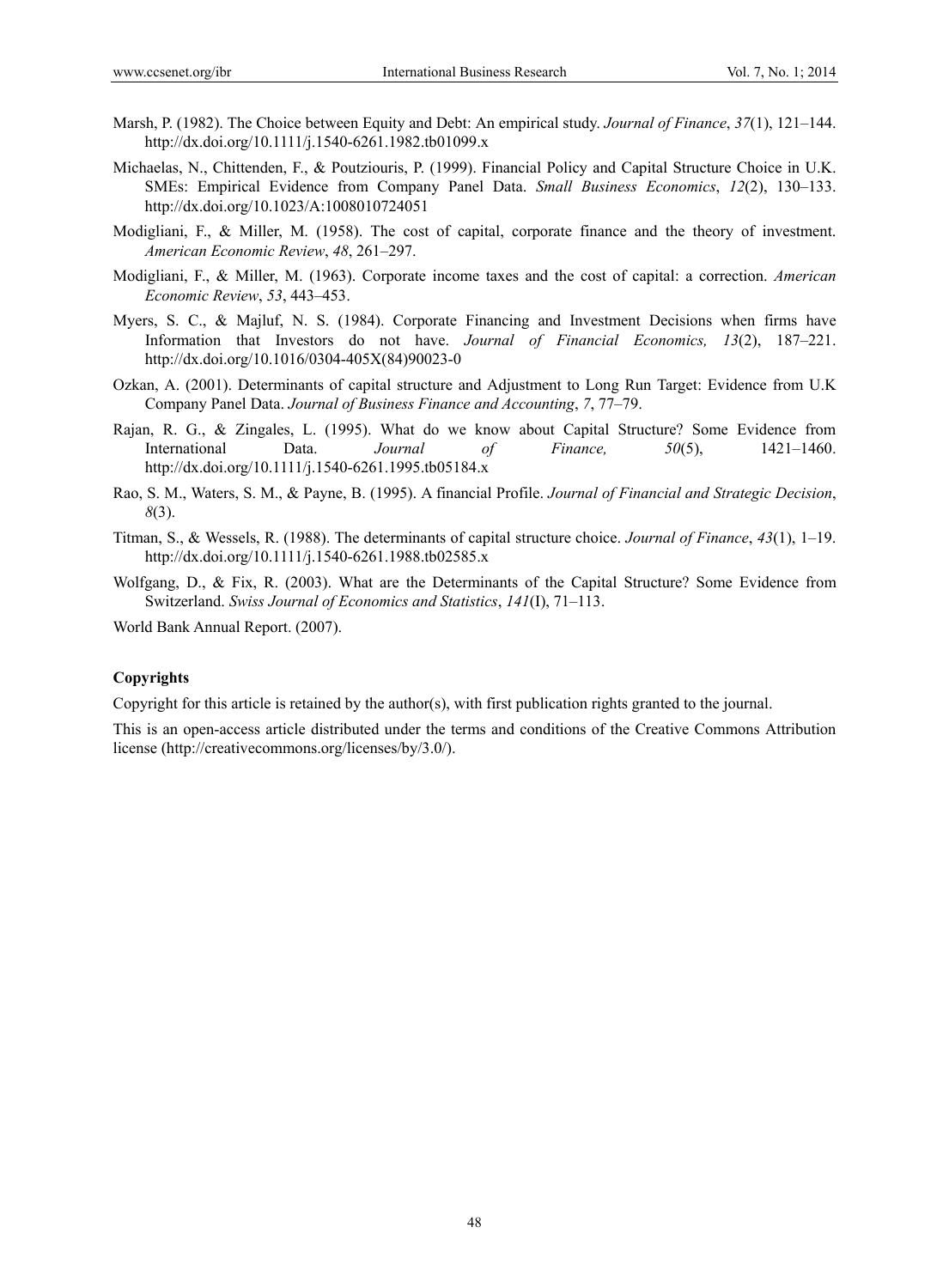Marsh, P. (1982). The Choice between Equity and Debt: An empirical study. *Journal of Finance*, *37*(1), 121–144. http://dx.doi.org/10.1111/j.1540-6261.1982.tb01099.x

Michaelas, N., Chittenden, F., & Poutziouris, P. (1999). Financial Policy and Capital Structure Choice in U.K. SMEs: Empirical Evidence from Company Panel Data. *Small Business Economics*, *12*(2), 130–133. http://dx.doi.org/10.1023/A:1008010724051

Modigliani, F., & Miller, M. (1958). The cost of capital, corporate finance and the theory of investment. *American Economic Review*, *48*, 261–297.

Modigliani, F., & Miller, M. (1963). Corporate income taxes and the cost of capital: a correction. *American Economic Review*, *53*, 443–453.

Myers, S. C., & Majluf, N. S. (1984). Corporate Financing and Investment Decisions when firms have Information that Investors do not have. *Journal of Financial Economics, 13*(2), 187–221. http://dx.doi.org/10.1016/0304-405X(84)90023-0

Ozkan, A. (2001). Determinants of capital structure and Adjustment to Long Run Target: Evidence from U.K Company Panel Data. *Journal of Business Finance and Accounting*, *7*, 77–79.

Rajan, R. G., & Zingales, L. (1995). What do we know about Capital Structure? Some Evidence from International Data. *Journal of Finance, 50*(5), 1421–1460. http://dx.doi.org/10.1111/j.1540-6261.1995.tb05184.x

Rao, S. M., Waters, S. M., & Payne, B. (1995). A financial Profile. *Journal of Financial and Strategic Decision*, *8*(3).

Titman, S., & Wessels, R. (1988). The determinants of capital structure choice. *Journal of Finance*, *43*(1), 1–19. http://dx.doi.org/10.1111/j.1540-6261.1988.tb02585.x

Wolfgang, D., & Fix, R. (2003). What are the Determinants of the Capital Structure? Some Evidence from Switzerland. *Swiss Journal of Economics and Statistics*, *141*(I), 71–113.

World Bank Annual Report. (2007).

**Copyrights**

Copyright for this article is retained by the author(s), with first publication rights granted to the journal.

This is an open-access article distributed under the terms and conditions of the Creative Commons Attribution license (http://creativecommons.org/licenses/by/3.0/).